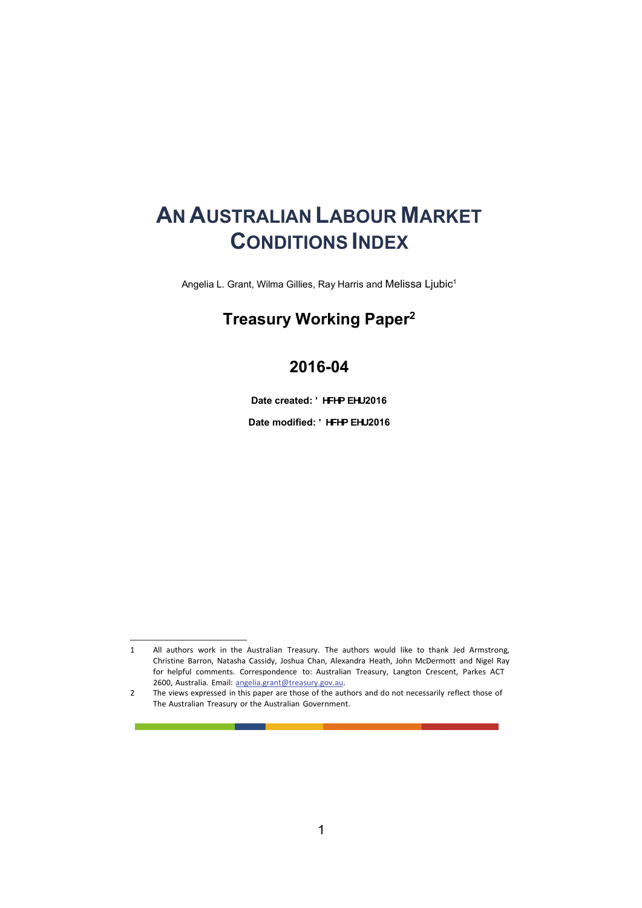# AN AUSTRALIAN LABOUR MARKET CONDITIONS INDEX

Angelia L. Grant, Wilma Gillies, Ray Harris and Melissa Ljubic[1]

## Treasury Working Paper[2]

## 2016-04

**Date created: ' HFHP EHU2016**

**Date modified: ' HFHP EHU2016**

---

1 All authors work in the Australian Treasury. The authors would like to thank Jed Armstrong, Christine Barron, Natasha Cassidy, Joshua Chan, Alexandra Heath, John McDermott and Nigel Ray for helpful comments. Correspondence to: Australian Treasury, Langton Crescent, Parkes ACT 2600, Australia. Email: angelia.grant@treasury.gov.au.

2 The views expressed in this paper are those of the authors and do not necessarily reflect those of The Australian Treasury or the Australian Government.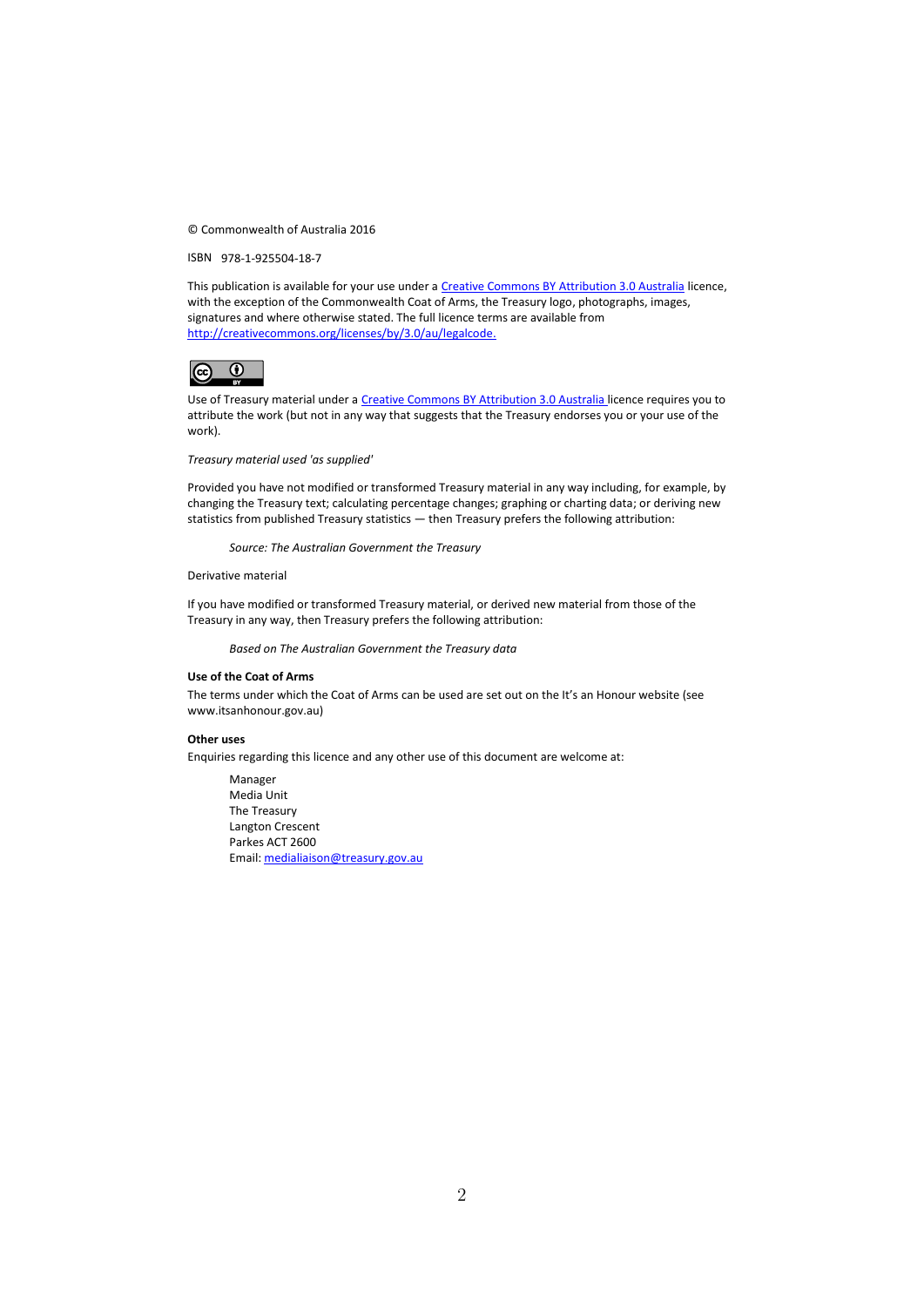© Commonwealth of Australia 2016

ISBN 978-1-925504-18-7

This publication is available for your use under a [Creative Commons BY Attribution 3.0 Australia](http://creativecommons.org/licenses/by/3.0/au/legalcode) licence, with the exception of the Commonwealth Coat of Arms, the Treasury logo, photographs, images, signatures and where otherwise stated. The full licence terms are available from [http://creativecommons.org/licenses/by/3.0/au/legalcode.](http://creativecommons.org/licenses/by/3.0/au/legalcode)

Use of Treasury material under a [Creative Commons BY Attribution 3.0 Australia](http://creativecommons.org/licenses/by/3.0/au/legalcode) licence requires you to attribute the work (but not in any way that suggests that the Treasury endorses you or your use of the work).

*Treasury material used 'as supplied'*

Provided you have not modified or transformed Treasury material in any way including, for example, by changing the Treasury text; calculating percentage changes; graphing or charting data; or deriving new statistics from published Treasury statistics — then Treasury prefers the following attribution:

> *Source: The Australian Government the Treasury*

Derivative material

If you have modified or transformed Treasury material, or derived new material from those of the Treasury in any way, then Treasury prefers the following attribution:

> *Based on The Australian Government the Treasury data*

**Use of the Coat of Arms**

The terms under which the Coat of Arms can be used are set out on the It's an Honour website (see www.itsanhonour.gov.au)

**Other uses**

Enquiries regarding this licence and any other use of this document are welcome at:

> Manager
> Media Unit
> The Treasury
> Langton Crescent
> Parkes ACT 2600
> Email: [medialiaison@treasury.gov.au](mailto:medialiaison@treasury.gov.au)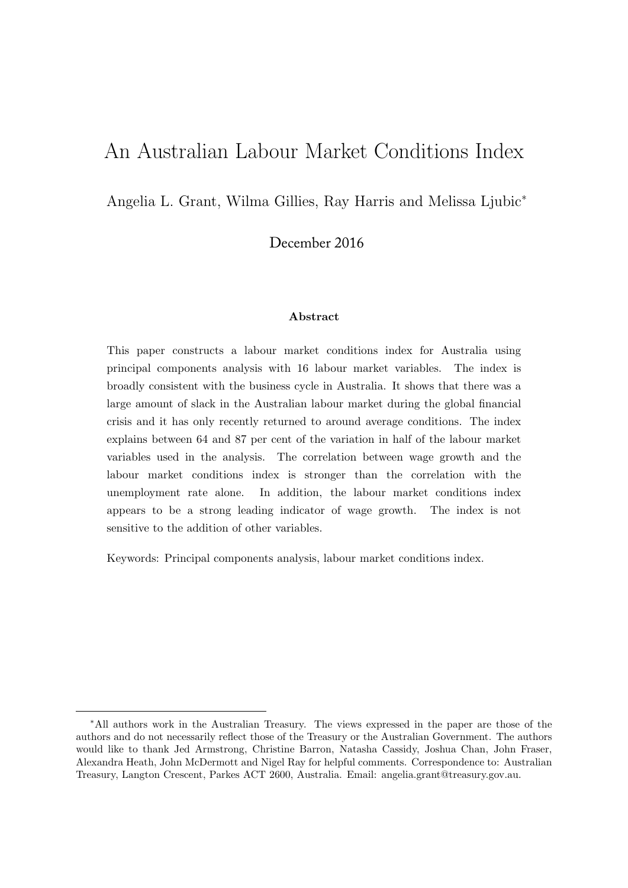# An Australian Labour Market Conditions Index

Angelia L. Grant, Wilma Gillies, Ray Harris and Melissa Ljubic[*]

December 2016

### Abstract

This paper constructs a labour market conditions index for Australia using principal components analysis with 16 labour market variables. The index is broadly consistent with the business cycle in Australia. It shows that there was a large amount of slack in the Australian labour market during the global financial crisis and it has only recently returned to around average conditions. The index explains between 64 and 87 per cent of the variation in half of the labour market variables used in the analysis. The correlation between wage growth and the labour market conditions index is stronger than the correlation with the unemployment rate alone. In addition, the labour market conditions index appears to be a strong leading indicator of wage growth. The index is not sensitive to the addition of other variables.

Keywords: Principal components analysis, labour market conditions index.

---

[*]All authors work in the Australian Treasury. The views expressed in the paper are those of the authors and do not necessarily reflect those of the Treasury or the Australian Government. The authors would like to thank Jed Armstrong, Christine Barron, Natasha Cassidy, Joshua Chan, John Fraser, Alexandra Heath, John McDermott and Nigel Ray for helpful comments. Correspondence to: Australian Treasury, Langton Crescent, Parkes ACT 2600, Australia. Email: angelia.grant@treasury.gov.au.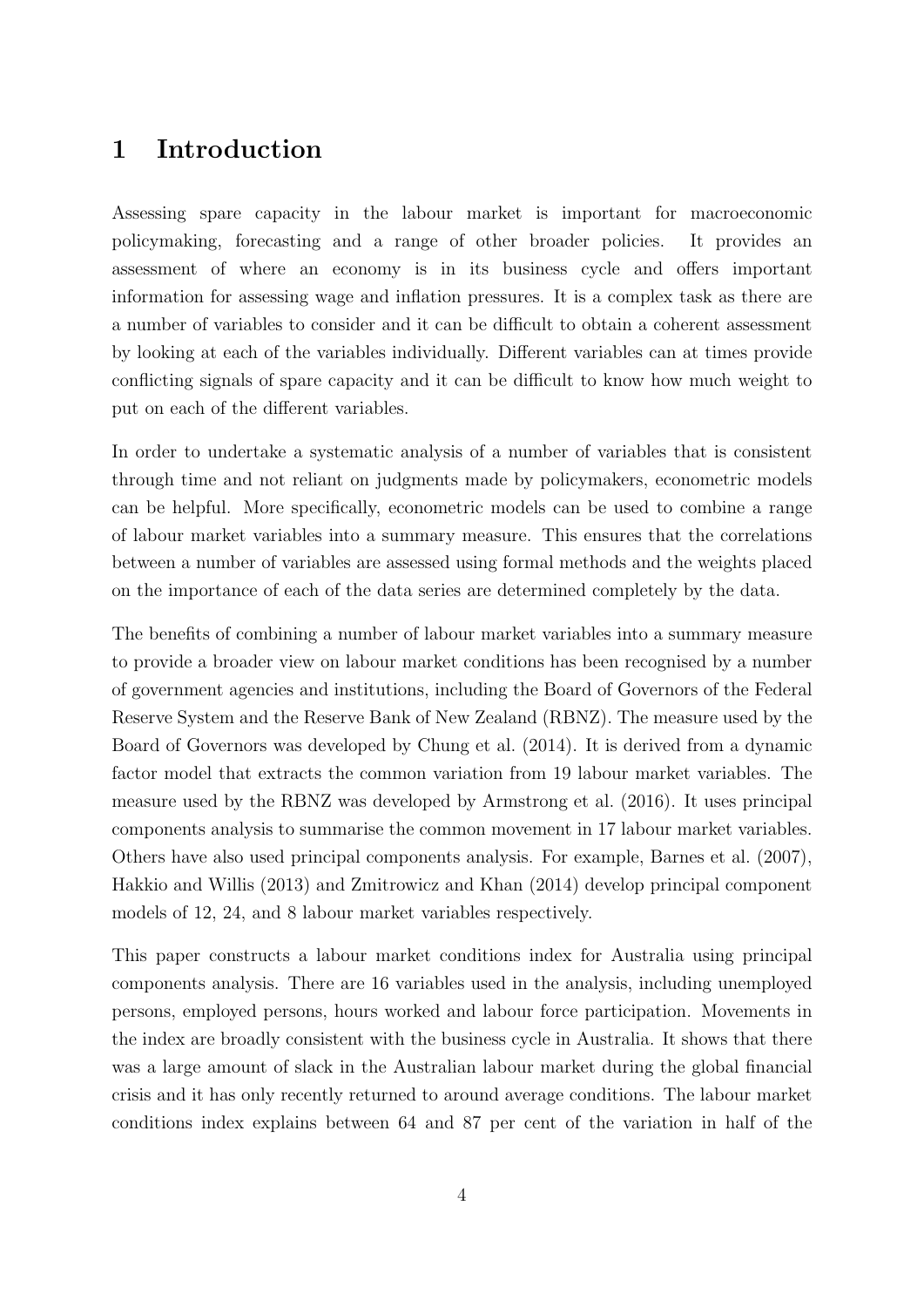# 1 Introduction

Assessing spare capacity in the labour market is important for macroeconomic policymaking, forecasting and a range of other broader policies. It provides an assessment of where an economy is in its business cycle and offers important information for assessing wage and inflation pressures. It is a complex task as there are a number of variables to consider and it can be difficult to obtain a coherent assessment by looking at each of the variables individually. Different variables can at times provide conflicting signals of spare capacity and it can be difficult to know how much weight to put on each of the different variables.

In order to undertake a systematic analysis of a number of variables that is consistent through time and not reliant on judgments made by policymakers, econometric models can be helpful. More specifically, econometric models can be used to combine a range of labour market variables into a summary measure. This ensures that the correlations between a number of variables are assessed using formal methods and the weights placed on the importance of each of the data series are determined completely by the data.

The benefits of combining a number of labour market variables into a summary measure to provide a broader view on labour market conditions has been recognised by a number of government agencies and institutions, including the Board of Governors of the Federal Reserve System and the Reserve Bank of New Zealand (RBNZ). The measure used by the Board of Governors was developed by Chung et al. (2014). It is derived from a dynamic factor model that extracts the common variation from 19 labour market variables. The measure used by the RBNZ was developed by Armstrong et al. (2016). It uses principal components analysis to summarise the common movement in 17 labour market variables. Others have also used principal components analysis. For example, Barnes et al. (2007), Hakkio and Willis (2013) and Zmitrowicz and Khan (2014) develop principal component models of 12, 24, and 8 labour market variables respectively.

This paper constructs a labour market conditions index for Australia using principal components analysis. There are 16 variables used in the analysis, including unemployed persons, employed persons, hours worked and labour force participation. Movements in the index are broadly consistent with the business cycle in Australia. It shows that there was a large amount of slack in the Australian labour market during the global financial crisis and it has only recently returned to around average conditions. The labour market conditions index explains between 64 and 87 per cent of the variation in half of the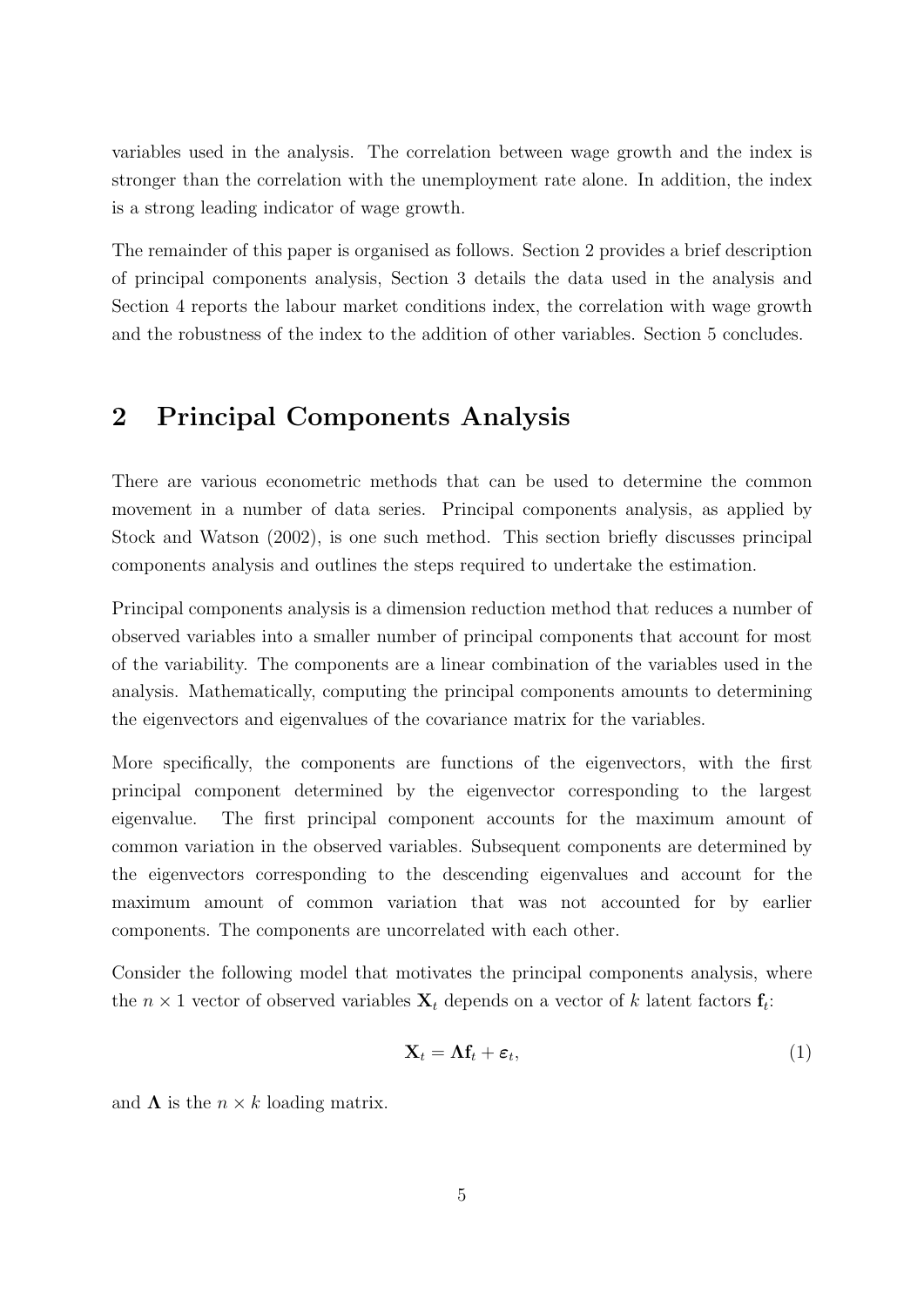variables used in the analysis. The correlation between wage growth and the index is stronger than the correlation with the unemployment rate alone. In addition, the index is a strong leading indicator of wage growth.

The remainder of this paper is organised as follows. Section 2 provides a brief description of principal components analysis, Section 3 details the data used in the analysis and Section 4 reports the labour market conditions index, the correlation with wage growth and the robustness of the index to the addition of other variables. Section 5 concludes.

## 2 Principal Components Analysis

There are various econometric methods that can be used to determine the common movement in a number of data series. Principal components analysis, as applied by Stock and Watson (2002), is one such method. This section briefly discusses principal components analysis and outlines the steps required to undertake the estimation.

Principal components analysis is a dimension reduction method that reduces a number of observed variables into a smaller number of principal components that account for most of the variability. The components are a linear combination of the variables used in the analysis. Mathematically, computing the principal components amounts to determining the eigenvectors and eigenvalues of the covariance matrix for the variables.

More specifically, the components are functions of the eigenvectors, with the first principal component determined by the eigenvector corresponding to the largest eigenvalue. The first principal component accounts for the maximum amount of common variation in the observed variables. Subsequent components are determined by the eigenvectors corresponding to the descending eigenvalues and account for the maximum amount of common variation that was not accounted for by earlier components. The components are uncorrelated with each other.

Consider the following model that motivates the principal components analysis, where the $n \times 1$ vector of observed variables $\mathbf{X}_t$ depends on a vector of $k$ latent factors $\mathbf{f}_t$:

$$\mathbf{X}_t = \mathbf{\Lambda}\mathbf{f}_t + \boldsymbol{\varepsilon}_t, \tag{1}$$

and $\mathbf{\Lambda}$ is the $n \times k$ loading matrix.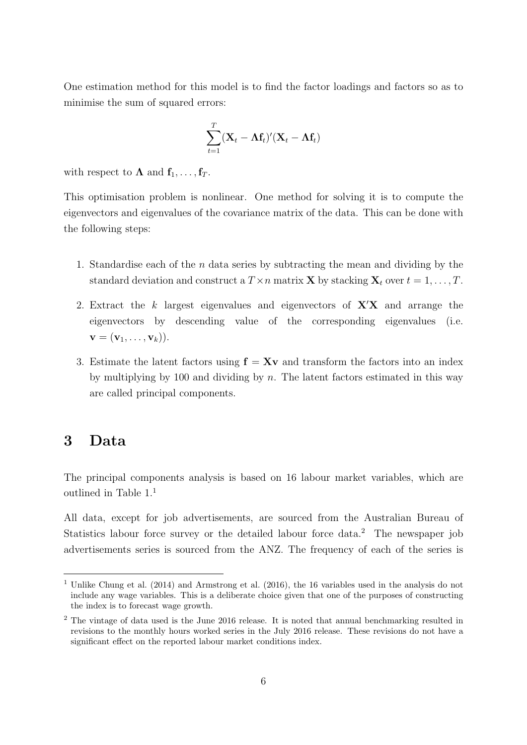One estimation method for this model is to find the factor loadings and factors so as to minimise the sum of squared errors:

$$\sum_{t=1}^{T} (\mathbf{X}_t - \boldsymbol{\Lambda}\mathbf{f}_t)'(\mathbf{X}_t - \boldsymbol{\Lambda}\mathbf{f}_t)$$

with respect to $\boldsymbol{\Lambda}$ and $\mathbf{f}_1, \ldots, \mathbf{f}_T$.

This optimisation problem is nonlinear. One method for solving it is to compute the eigenvectors and eigenvalues of the covariance matrix of the data. This can be done with the following steps:

1. Standardise each of the $n$ data series by subtracting the mean and dividing by the standard deviation and construct a $T \times n$ matrix $\mathbf{X}$ by stacking $\mathbf{X}_t$ over $t = 1, \ldots, T$.
2. Extract the $k$ largest eigenvalues and eigenvectors of $\mathbf{X}'\mathbf{X}$ and arrange the eigenvectors by descending value of the corresponding eigenvalues (i.e. $\mathbf{v} = (\mathbf{v}_1, \ldots, \mathbf{v}_k)$).
3. Estimate the latent factors using $\mathbf{f} = \mathbf{X}\mathbf{v}$ and transform the factors into an index by multiplying by 100 and dividing by $n$. The latent factors estimated in this way are called principal components.

## 3 Data

The principal components analysis is based on 16 labour market variables, which are outlined in Table 1.[1]

All data, except for job advertisements, are sourced from the Australian Bureau of Statistics labour force survey or the detailed labour force data.[2] The newspaper job advertisements series is sourced from the ANZ. The frequency of each of the series is

---

[1] Unlike Chung et al. (2014) and Armstrong et al. (2016), the 16 variables used in the analysis do not include any wage variables. This is a deliberate choice given that one of the purposes of constructing the index is to forecast wage growth.

[2] The vintage of data used is the June 2016 release. It is noted that annual benchmarking resulted in revisions to the monthly hours worked series in the July 2016 release. These revisions do not have a significant effect on the reported labour market conditions index.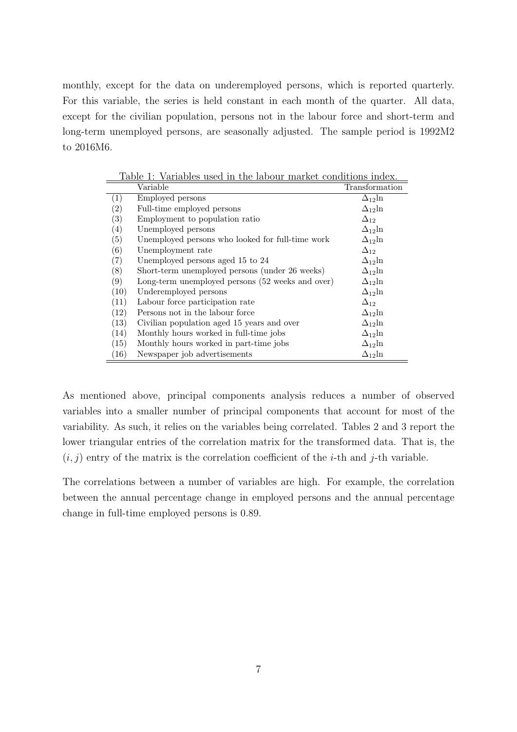monthly, except for the data on underemployed persons, which is reported quarterly. For this variable, the series is held constant in each month of the quarter. All data, except for the civilian population, persons not in the labour force and short-term and long-term unemployed persons, are seasonally adjusted. The sample period is 1992M2 to 2016M6.

Table 1: Variables used in the labour market conditions index.

| | Variable | Transformation |
|---|---|---|
| (1) | Employed persons | $\Delta_{12}\ln$ |
| (2) | Full-time employed persons | $\Delta_{12}\ln$ |
| (3) | Employment to population ratio | $\Delta_{12}$ |
| (4) | Unemployed persons | $\Delta_{12}\ln$ |
| (5) | Unemployed persons who looked for full-time work | $\Delta_{12}\ln$ |
| (6) | Unemployment rate | $\Delta_{12}$ |
| (7) | Unemployed persons aged 15 to 24 | $\Delta_{12}\ln$ |
| (8) | Short-term unemployed persons (under 26 weeks) | $\Delta_{12}\ln$ |
| (9) | Long-term unemployed persons (52 weeks and over) | $\Delta_{12}\ln$ |
| (10) | Underemployed persons | $\Delta_{12}\ln$ |
| (11) | Labour force participation rate | $\Delta_{12}$ |
| (12) | Persons not in the labour force | $\Delta_{12}\ln$ |
| (13) | Civilian population aged 15 years and over | $\Delta_{12}\ln$ |
| (14) | Monthly hours worked in full-time jobs | $\Delta_{12}\ln$ |
| (15) | Monthly hours worked in part-time jobs | $\Delta_{12}\ln$ |
| (16) | Newspaper job advertisements | $\Delta_{12}\ln$ |

As mentioned above, principal components analysis reduces a number of observed variables into a smaller number of principal components that account for most of the variability. As such, it relies on the variables being correlated. Tables 2 and 3 report the lower triangular entries of the correlation matrix for the transformed data. That is, the $(i, j)$ entry of the matrix is the correlation coefficient of the $i$-th and $j$-th variable.

The correlations between a number of variables are high. For example, the correlation between the annual percentage change in employed persons and the annual percentage change in full-time employed persons is 0.89.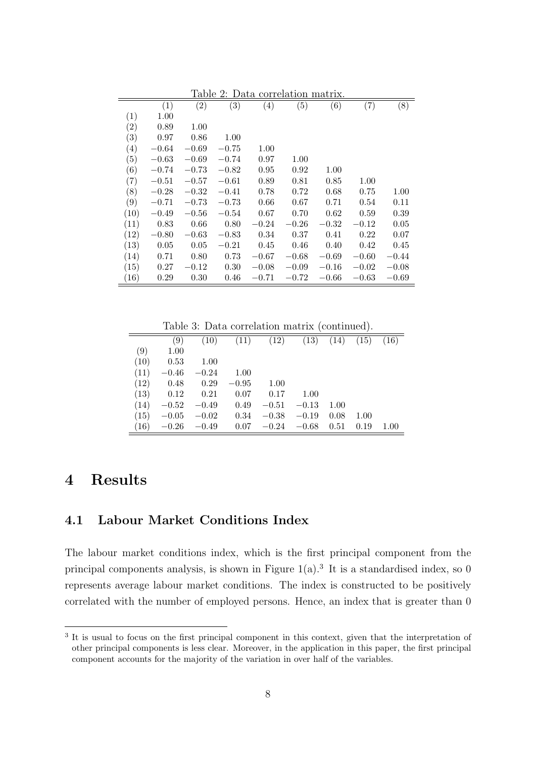Table 2: Data correlation matrix.

| | (1) | (2) | (3) | (4) | (5) | (6) | (7) | (8) |
|---|---|---|---|---|---|---|---|---|
| (1) | 1.00 | | | | | | | |
| (2) | 0.89 | 1.00 | | | | | | |
| (3) | 0.97 | 0.86 | 1.00 | | | | | |
| (4) | −0.64 | −0.69 | −0.75 | 1.00 | | | | |
| (5) | −0.63 | −0.69 | −0.74 | 0.97 | 1.00 | | | |
| (6) | −0.74 | −0.73 | −0.82 | 0.95 | 0.92 | 1.00 | | |
| (7) | −0.51 | −0.57 | −0.61 | 0.89 | 0.81 | 0.85 | 1.00 | |
| (8) | −0.28 | −0.32 | −0.41 | 0.78 | 0.72 | 0.68 | 0.75 | 1.00 |
| (9) | −0.71 | −0.73 | −0.73 | 0.66 | 0.67 | 0.71 | 0.54 | 0.11 |
| (10) | −0.49 | −0.56 | −0.54 | 0.67 | 0.70 | 0.62 | 0.59 | 0.39 |
| (11) | 0.83 | 0.66 | 0.80 | −0.24 | −0.26 | −0.32 | −0.12 | 0.05 |
| (12) | −0.80 | −0.63 | −0.83 | 0.34 | 0.37 | 0.41 | 0.22 | 0.07 |
| (13) | 0.05 | 0.05 | −0.21 | 0.45 | 0.46 | 0.40 | 0.42 | 0.45 |
| (14) | 0.71 | 0.80 | 0.73 | −0.67 | −0.68 | −0.69 | −0.60 | −0.44 |
| (15) | 0.27 | −0.12 | 0.30 | −0.08 | −0.09 | −0.16 | −0.02 | −0.08 |
| (16) | 0.29 | 0.30 | 0.46 | −0.71 | −0.72 | −0.66 | −0.63 | −0.69 |

Table 3: Data correlation matrix (continued).

| | (9) | (10) | (11) | (12) | (13) | (14) | (15) | (16) |
|---|---|---|---|---|---|---|---|---|
| (9) | 1.00 | | | | | | | |
| (10) | 0.53 | 1.00 | | | | | | |
| (11) | −0.46 | −0.24 | 1.00 | | | | | |
| (12) | 0.48 | 0.29 | −0.95 | 1.00 | | | | |
| (13) | 0.12 | 0.21 | 0.07 | 0.17 | 1.00 | | | |
| (14) | −0.52 | −0.49 | 0.49 | −0.51 | −0.13 | 1.00 | | |
| (15) | −0.05 | −0.02 | 0.34 | −0.38 | −0.19 | 0.08 | 1.00 | |
| (16) | −0.26 | −0.49 | 0.07 | −0.24 | −0.68 | 0.51 | 0.19 | 1.00 |

# 4 Results

## 4.1 Labour Market Conditions Index

The labour market conditions index, which is the first principal component from the principal components analysis, is shown in Figure 1(a).[3] It is a standardised index, so 0 represents average labour market conditions. The index is constructed to be positively correlated with the number of employed persons. Hence, an index that is greater than 0

[3] It is usual to focus on the first principal component in this context, given that the interpretation of other principal components is less clear. Moreover, in the application in this paper, the first principal component accounts for the majority of the variation in over half of the variables.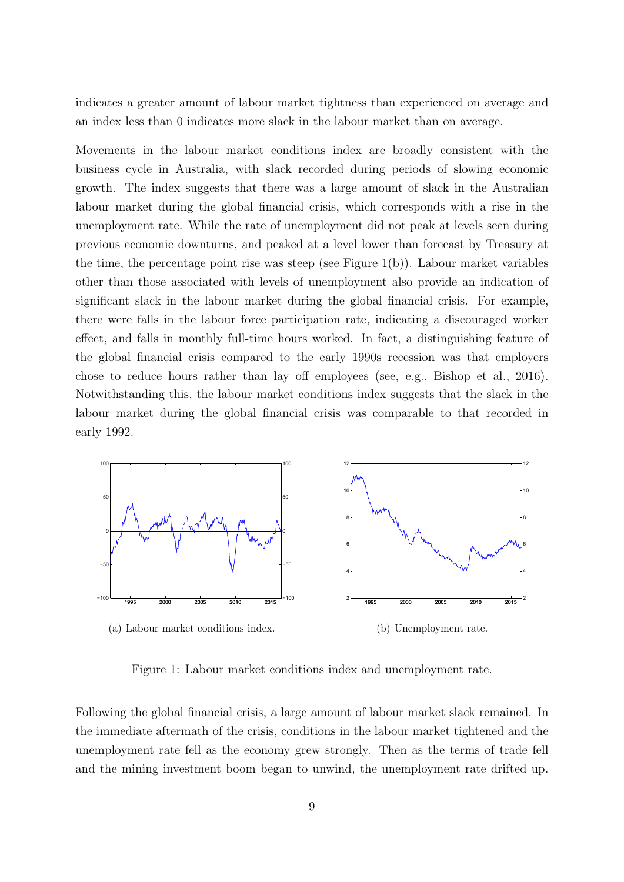indicates a greater amount of labour market tightness than experienced on average and an index less than 0 indicates more slack in the labour market than on average.

Movements in the labour market conditions index are broadly consistent with the business cycle in Australia, with slack recorded during periods of slowing economic growth. The index suggests that there was a large amount of slack in the Australian labour market during the global financial crisis, which corresponds with a rise in the unemployment rate. While the rate of unemployment did not peak at levels seen during previous economic downturns, and peaked at a level lower than forecast by Treasury at the time, the percentage point rise was steep (see Figure 1(b)). Labour market variables other than those associated with levels of unemployment also provide an indication of significant slack in the labour market during the global financial crisis. For example, there were falls in the labour force participation rate, indicating a discouraged worker effect, and falls in monthly full-time hours worked. In fact, a distinguishing feature of the global financial crisis compared to the early 1990s recession was that employers chose to reduce hours rather than lay off employees (see, e.g., Bishop et al., 2016). Notwithstanding this, the labour market conditions index suggests that the slack in the labour market during the global financial crisis was comparable to that recorded in early 1992.

(a) Labour market conditions index.

(b) Unemployment rate.

Figure 1: Labour market conditions index and unemployment rate.

Following the global financial crisis, a large amount of labour market slack remained. In the immediate aftermath of the crisis, conditions in the labour market tightened and the unemployment rate fell as the economy grew strongly. Then as the terms of trade fell and the mining investment boom began to unwind, the unemployment rate drifted up.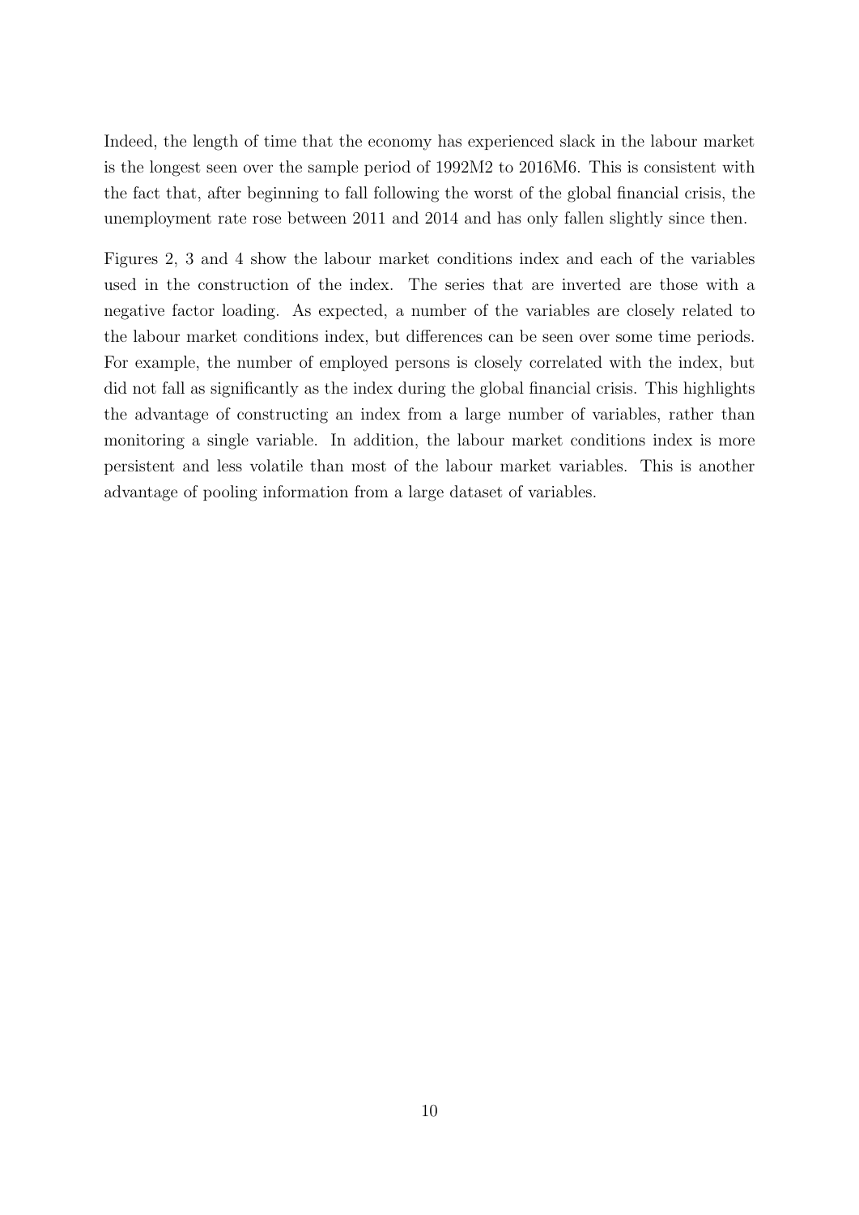Indeed, the length of time that the economy has experienced slack in the labour market is the longest seen over the sample period of 1992M2 to 2016M6. This is consistent with the fact that, after beginning to fall following the worst of the global financial crisis, the unemployment rate rose between 2011 and 2014 and has only fallen slightly since then.

Figures 2, 3 and 4 show the labour market conditions index and each of the variables used in the construction of the index. The series that are inverted are those with a negative factor loading. As expected, a number of the variables are closely related to the labour market conditions index, but differences can be seen over some time periods. For example, the number of employed persons is closely correlated with the index, but did not fall as significantly as the index during the global financial crisis. This highlights the advantage of constructing an index from a large number of variables, rather than monitoring a single variable. In addition, the labour market conditions index is more persistent and less volatile than most of the labour market variables. This is another advantage of pooling information from a large dataset of variables.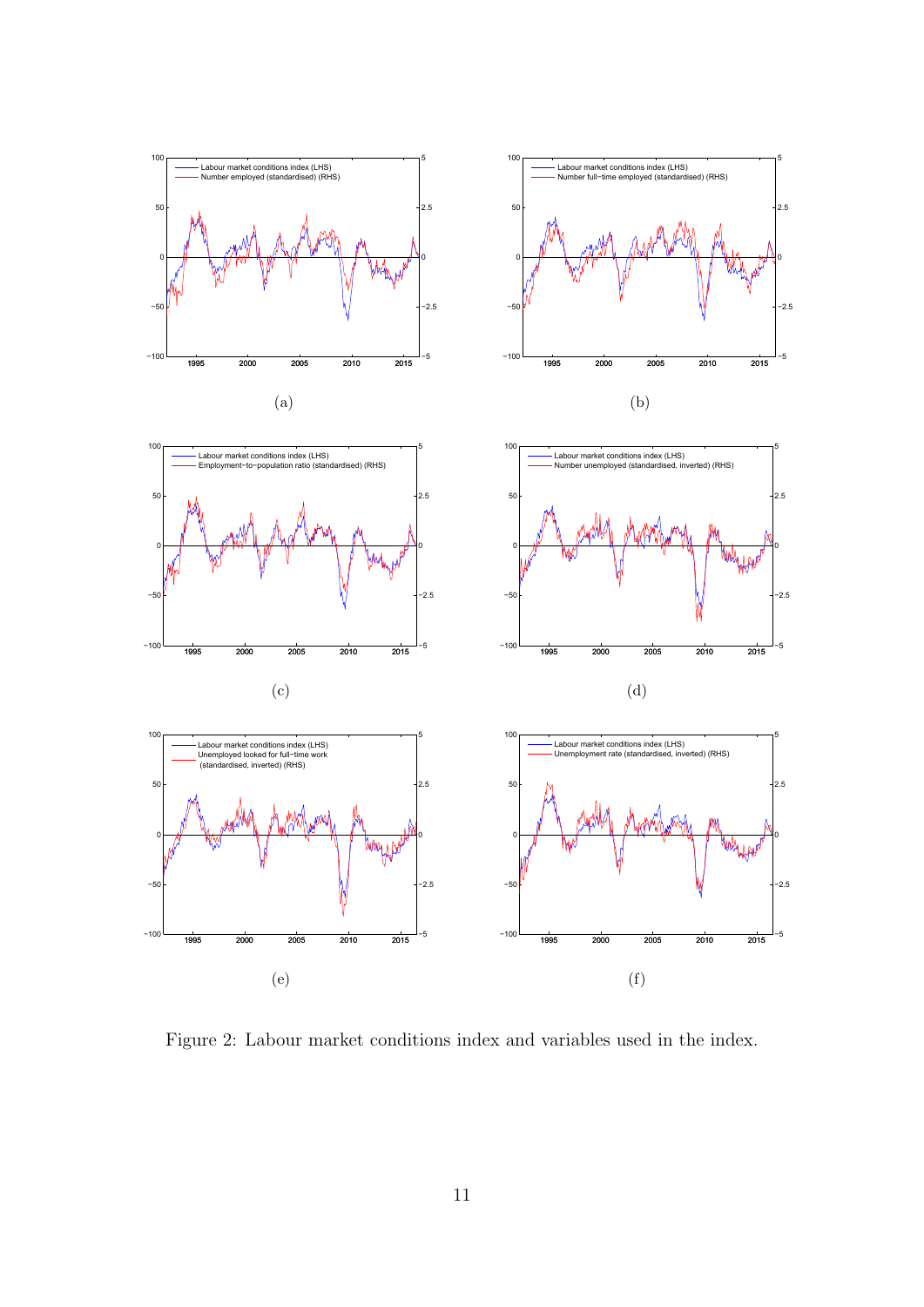(a)

(b)

(c)

(d)

(e)

(f)

Figure 2: Labour market conditions index and variables used in the index.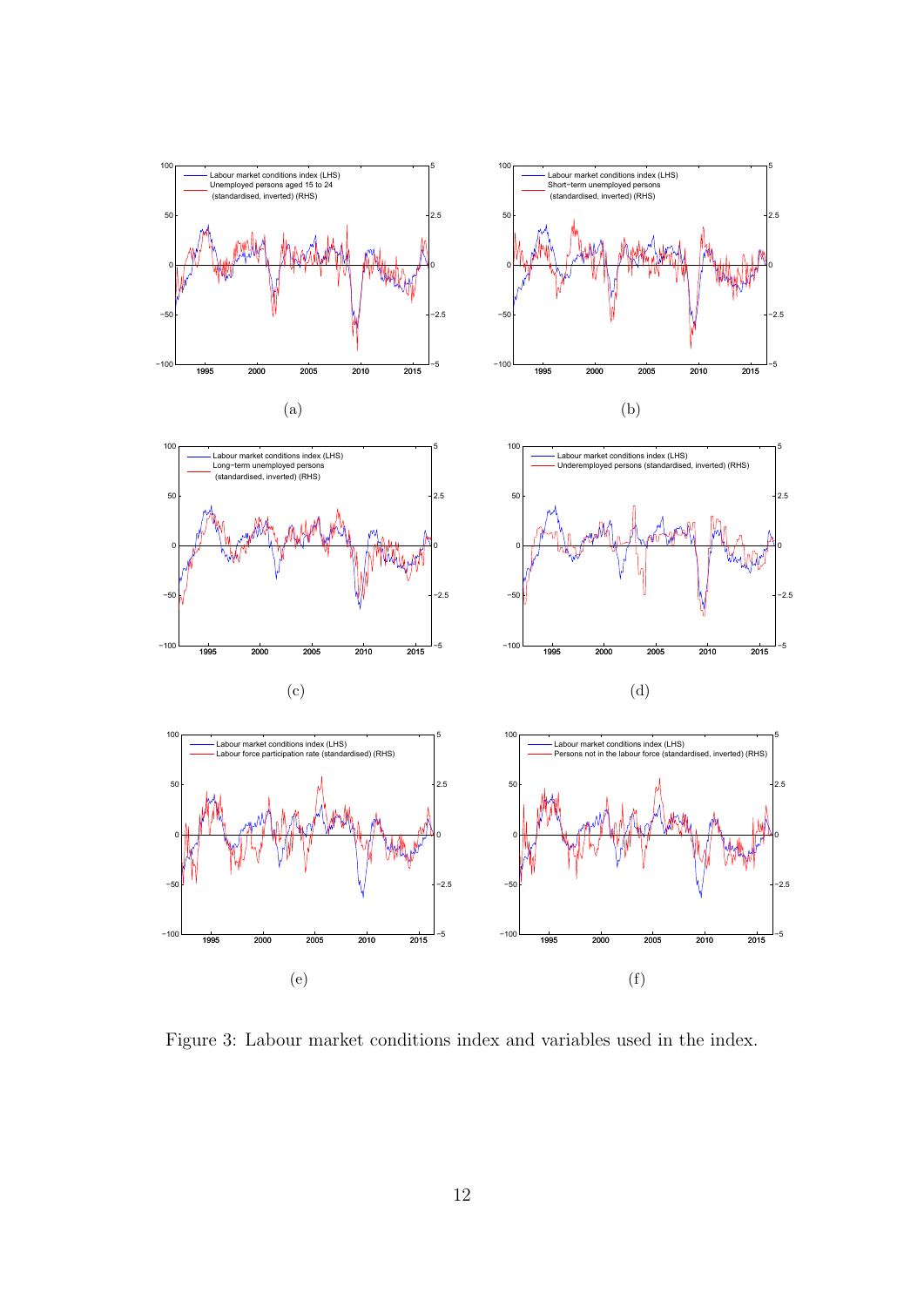Figure 3: Labour market conditions index and variables used in the index.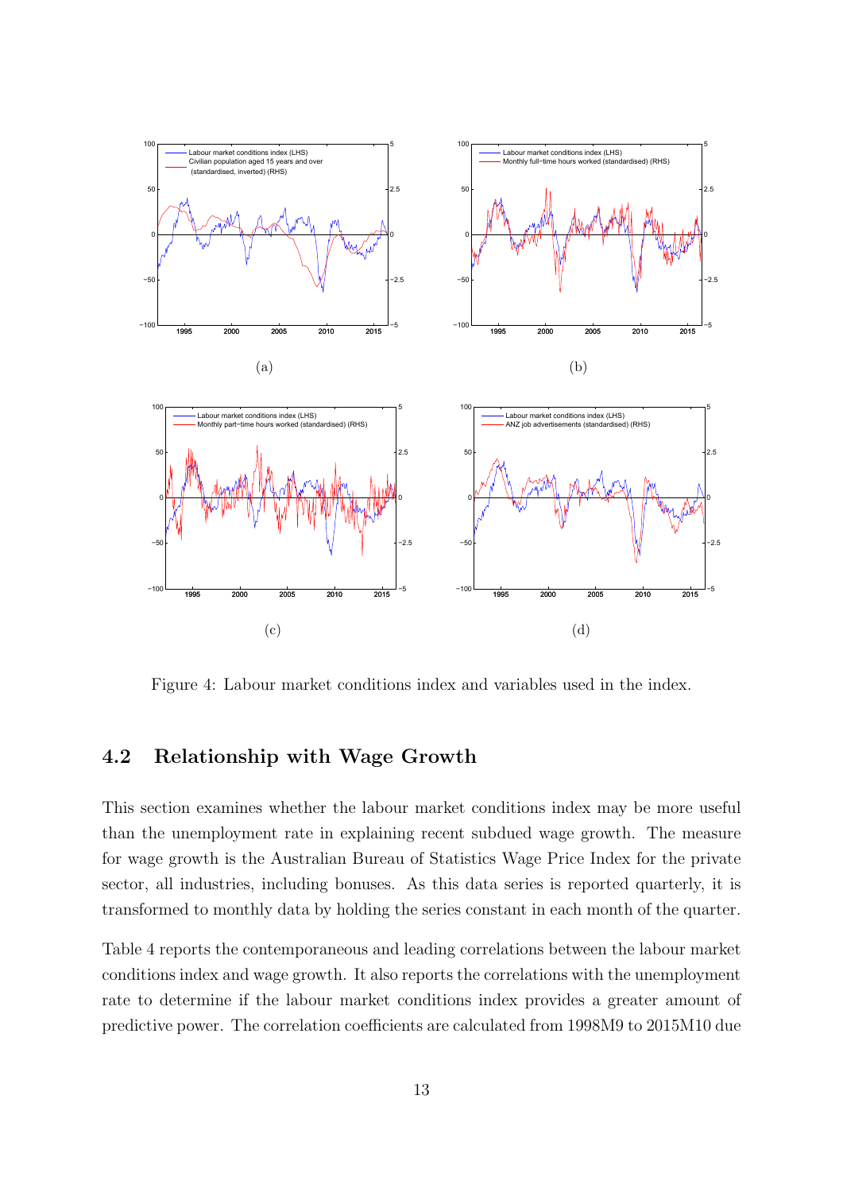Figure 4: Labour market conditions index and variables used in the index.

## 4.2 Relationship with Wage Growth

This section examines whether the labour market conditions index may be more useful than the unemployment rate in explaining recent subdued wage growth. The measure for wage growth is the Australian Bureau of Statistics Wage Price Index for the private sector, all industries, including bonuses. As this data series is reported quarterly, it is transformed to monthly data by holding the series constant in each month of the quarter.

Table 4 reports the contemporaneous and leading correlations between the labour market conditions index and wage growth. It also reports the correlations with the unemployment rate to determine if the labour market conditions index provides a greater amount of predictive power. The correlation coefficients are calculated from 1998M9 to 2015M10 due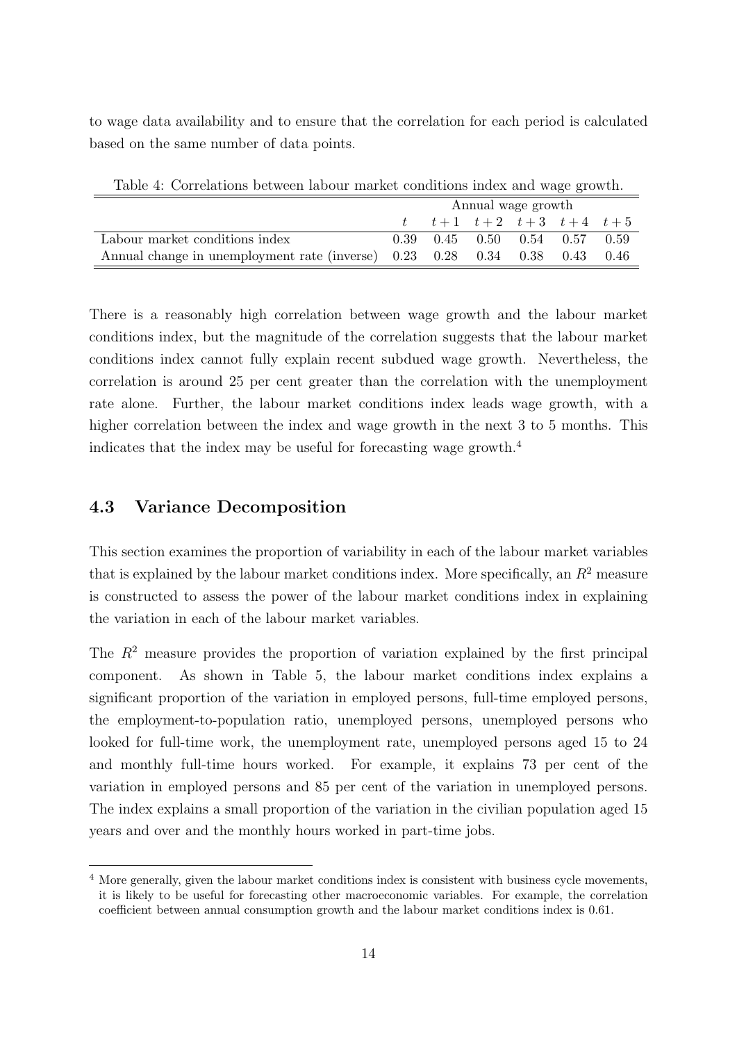to wage data availability and to ensure that the correlation for each period is calculated based on the same number of data points.

Table 4: Correlations between labour market conditions index and wage growth.

| | Annual wage growth | | | | | |
|---|---|---|---|---|---|---|
| | $t$ | $t+1$ | $t+2$ | $t+3$ | $t+4$ | $t+5$ |
| Labour market conditions index | 0.39 | 0.45 | 0.50 | 0.54 | 0.57 | 0.59 |
| Annual change in unemployment rate (inverse) | 0.23 | 0.28 | 0.34 | 0.38 | 0.43 | 0.46 |

There is a reasonably high correlation between wage growth and the labour market conditions index, but the magnitude of the correlation suggests that the labour market conditions index cannot fully explain recent subdued wage growth. Nevertheless, the correlation is around 25 per cent greater than the correlation with the unemployment rate alone. Further, the labour market conditions index leads wage growth, with a higher correlation between the index and wage growth in the next 3 to 5 months. This indicates that the index may be useful for forecasting wage growth.[4]

### 4.3 Variance Decomposition

This section examines the proportion of variability in each of the labour market variables that is explained by the labour market conditions index. More specifically, an $R^2$ measure is constructed to assess the power of the labour market conditions index in explaining the variation in each of the labour market variables.

The $R^2$ measure provides the proportion of variation explained by the first principal component. As shown in Table 5, the labour market conditions index explains a significant proportion of the variation in employed persons, full-time employed persons, the employment-to-population ratio, unemployed persons, unemployed persons who looked for full-time work, the unemployment rate, unemployed persons aged 15 to 24 and monthly full-time hours worked. For example, it explains 73 per cent of the variation in employed persons and 85 per cent of the variation in unemployed persons. The index explains a small proportion of the variation in the civilian population aged 15 years and over and the monthly hours worked in part-time jobs.

[4] More generally, given the labour market conditions index is consistent with business cycle movements, it is likely to be useful for forecasting other macroeconomic variables. For example, the correlation coefficient between annual consumption growth and the labour market conditions index is 0.61.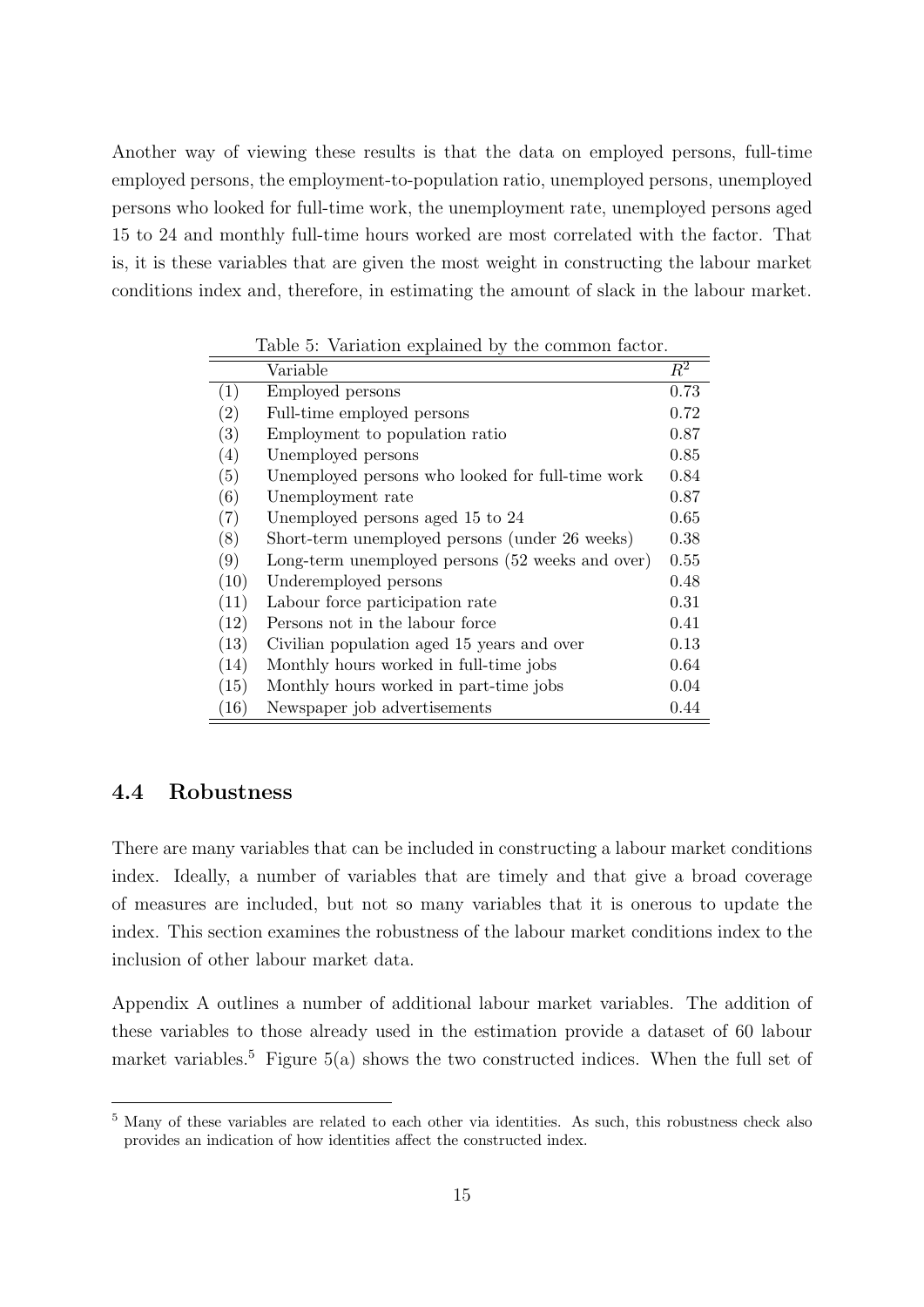Another way of viewing these results is that the data on employed persons, full-time employed persons, the employment-to-population ratio, unemployed persons, unemployed persons who looked for full-time work, the unemployment rate, unemployed persons aged 15 to 24 and monthly full-time hours worked are most correlated with the factor. That is, it is these variables that are given the most weight in constructing the labour market conditions index and, therefore, in estimating the amount of slack in the labour market.

Table 5: Variation explained by the common factor.

| | Variable | $R^2$ |
|---|---|---|
| (1) | Employed persons | 0.73 |
| (2) | Full-time employed persons | 0.72 |
| (3) | Employment to population ratio | 0.87 |
| (4) | Unemployed persons | 0.85 |
| (5) | Unemployed persons who looked for full-time work | 0.84 |
| (6) | Unemployment rate | 0.87 |
| (7) | Unemployed persons aged 15 to 24 | 0.65 |
| (8) | Short-term unemployed persons (under 26 weeks) | 0.38 |
| (9) | Long-term unemployed persons (52 weeks and over) | 0.55 |
| (10) | Underemployed persons | 0.48 |
| (11) | Labour force participation rate | 0.31 |
| (12) | Persons not in the labour force | 0.41 |
| (13) | Civilian population aged 15 years and over | 0.13 |
| (14) | Monthly hours worked in full-time jobs | 0.64 |
| (15) | Monthly hours worked in part-time jobs | 0.04 |
| (16) | Newspaper job advertisements | 0.44 |

## 4.4 Robustness

There are many variables that can be included in constructing a labour market conditions index. Ideally, a number of variables that are timely and that give a broad coverage of measures are included, but not so many variables that it is onerous to update the index. This section examines the robustness of the labour market conditions index to the inclusion of other labour market data.

Appendix A outlines a number of additional labour market variables. The addition of these variables to those already used in the estimation provide a dataset of 60 labour market variables.[5] Figure 5(a) shows the two constructed indices. When the full set of

[5] Many of these variables are related to each other via identities. As such, this robustness check also provides an indication of how identities affect the constructed index.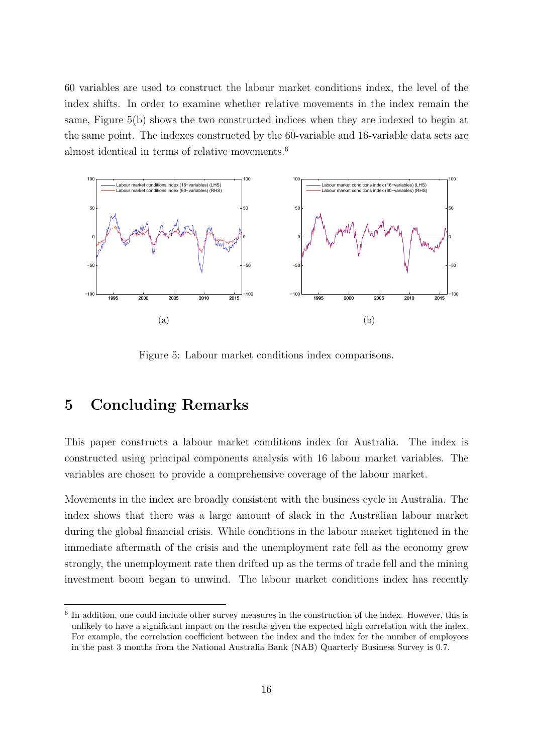60 variables are used to construct the labour market conditions index, the level of the index shifts. In order to examine whether relative movements in the index remain the same, Figure 5(b) shows the two constructed indices when they are indexed to begin at the same point. The indexes constructed by the 60-variable and 16-variable data sets are almost identical in terms of relative movements.[6]

(a)

(b)

Figure 5: Labour market conditions index comparisons.

# 5 Concluding Remarks

This paper constructs a labour market conditions index for Australia. The index is constructed using principal components analysis with 16 labour market variables. The variables are chosen to provide a comprehensive coverage of the labour market.

Movements in the index are broadly consistent with the business cycle in Australia. The index shows that there was a large amount of slack in the Australian labour market during the global financial crisis. While conditions in the labour market tightened in the immediate aftermath of the crisis and the unemployment rate fell as the economy grew strongly, the unemployment rate then drifted up as the terms of trade fell and the mining investment boom began to unwind. The labour market conditions index has recently

[6] In addition, one could include other survey measures in the construction of the index. However, this is unlikely to have a significant impact on the results given the expected high correlation with the index. For example, the correlation coefficient between the index and the index for the number of employees in the past 3 months from the National Australia Bank (NAB) Quarterly Business Survey is 0.7.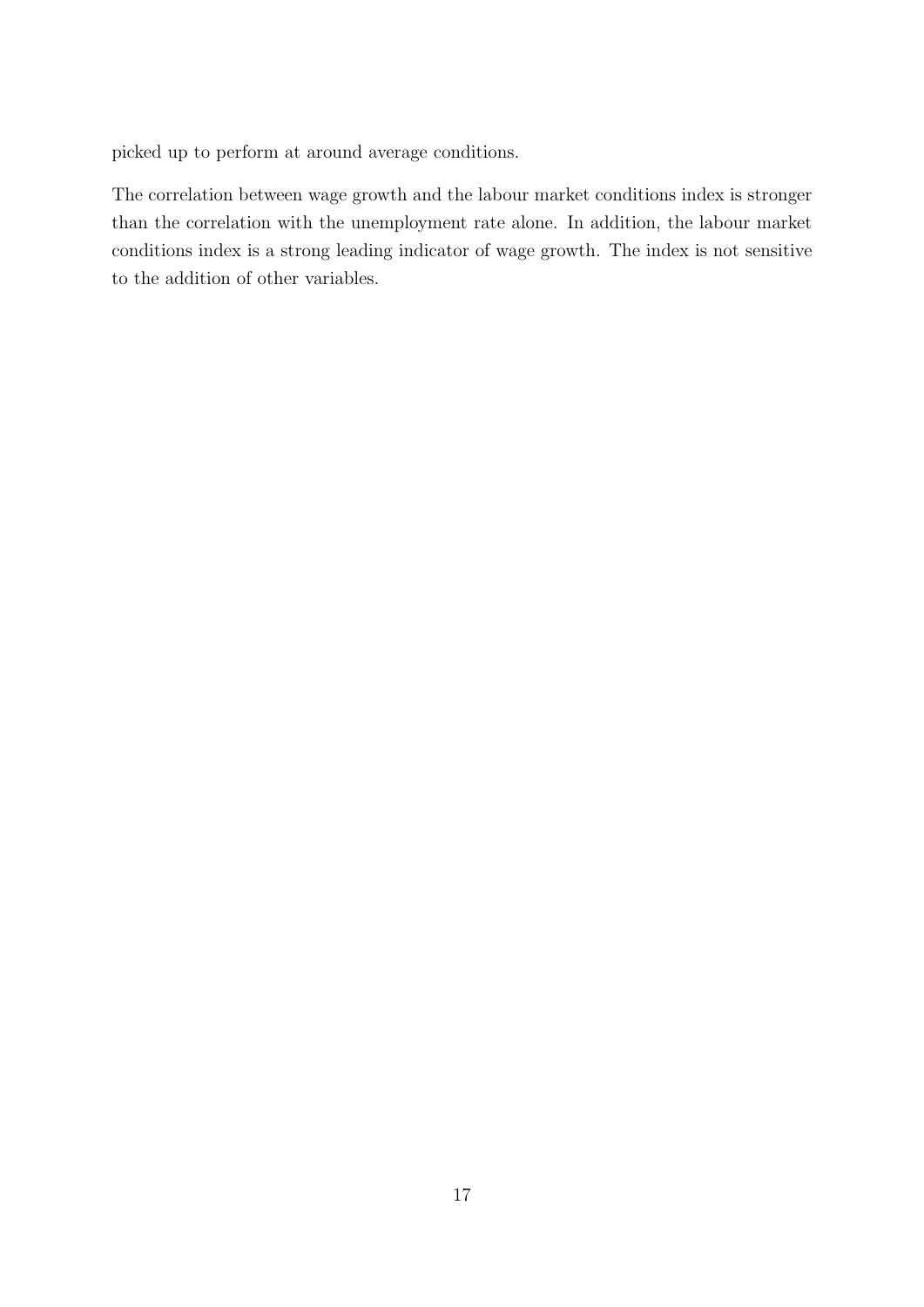picked up to perform at around average conditions.

The correlation between wage growth and the labour market conditions index is stronger than the correlation with the unemployment rate alone. In addition, the labour market conditions index is a strong leading indicator of wage growth. The index is not sensitive to the addition of other variables.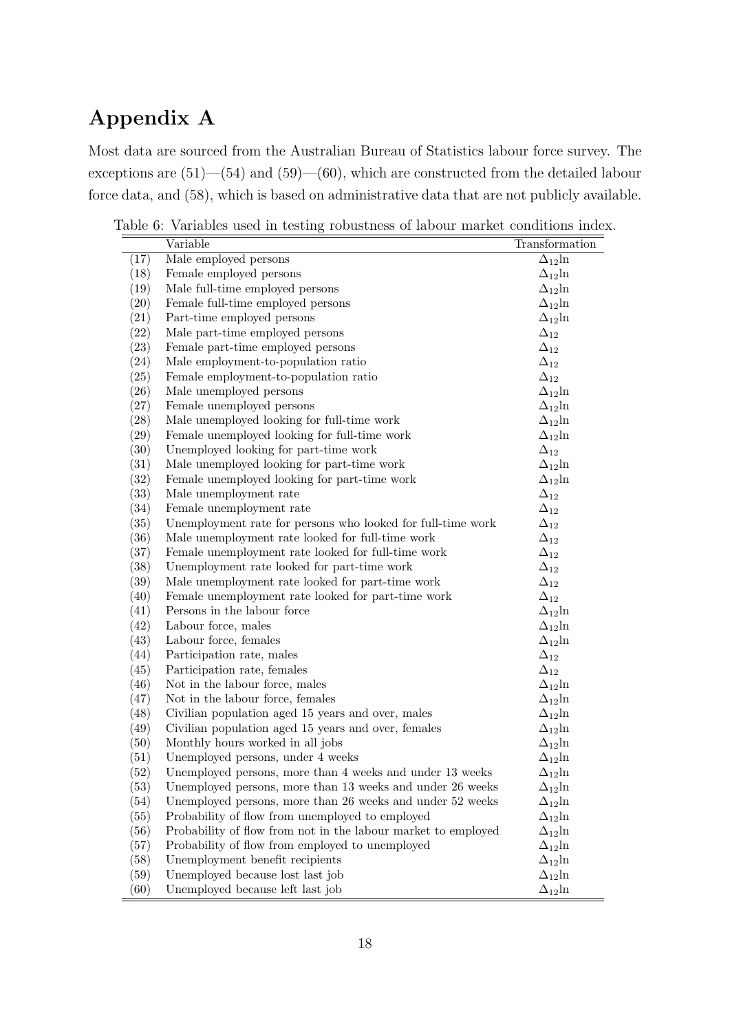# Appendix A

Most data are sourced from the Australian Bureau of Statistics labour force survey. The exceptions are (51)—(54) and (59)—(60), which are constructed from the detailed labour force data, and (58), which is based on administrative data that are not publicly available.

Table 6: Variables used in testing robustness of labour market conditions index.

| | Variable | Transformation |
|---|---|---|
| (17) | Male employed persons | $\Delta_{12}\ln$ |
| (18) | Female employed persons | $\Delta_{12}\ln$ |
| (19) | Male full-time employed persons | $\Delta_{12}\ln$ |
| (20) | Female full-time employed persons | $\Delta_{12}\ln$ |
| (21) | Part-time employed persons | $\Delta_{12}\ln$ |
| (22) | Male part-time employed persons | $\Delta_{12}$ |
| (23) | Female part-time employed persons | $\Delta_{12}$ |
| (24) | Male employment-to-population ratio | $\Delta_{12}$ |
| (25) | Female employment-to-population ratio | $\Delta_{12}$ |
| (26) | Male unemployed persons | $\Delta_{12}\ln$ |
| (27) | Female unemployed persons | $\Delta_{12}\ln$ |
| (28) | Male unemployed looking for full-time work | $\Delta_{12}\ln$ |
| (29) | Female unemployed looking for full-time work | $\Delta_{12}\ln$ |
| (30) | Unemployed looking for part-time work | $\Delta_{12}$ |
| (31) | Male unemployed looking for part-time work | $\Delta_{12}\ln$ |
| (32) | Female unemployed looking for part-time work | $\Delta_{12}\ln$ |
| (33) | Male unemployment rate | $\Delta_{12}$ |
| (34) | Female unemployment rate | $\Delta_{12}$ |
| (35) | Unemployment rate for persons who looked for full-time work | $\Delta_{12}$ |
| (36) | Male unemployment rate looked for full-time work | $\Delta_{12}$ |
| (37) | Female unemployment rate looked for full-time work | $\Delta_{12}$ |
| (38) | Unemployment rate looked for part-time work | $\Delta_{12}$ |
| (39) | Male unemployment rate looked for part-time work | $\Delta_{12}$ |
| (40) | Female unemployment rate looked for part-time work | $\Delta_{12}$ |
| (41) | Persons in the labour force | $\Delta_{12}\ln$ |
| (42) | Labour force, males | $\Delta_{12}\ln$ |
| (43) | Labour force, females | $\Delta_{12}\ln$ |
| (44) | Participation rate, males | $\Delta_{12}$ |
| (45) | Participation rate, females | $\Delta_{12}$ |
| (46) | Not in the labour force, males | $\Delta_{12}\ln$ |
| (47) | Not in the labour force, females | $\Delta_{12}\ln$ |
| (48) | Civilian population aged 15 years and over, males | $\Delta_{12}\ln$ |
| (49) | Civilian population aged 15 years and over, females | $\Delta_{12}\ln$ |
| (50) | Monthly hours worked in all jobs | $\Delta_{12}\ln$ |
| (51) | Unemployed persons, under 4 weeks | $\Delta_{12}\ln$ |
| (52) | Unemployed persons, more than 4 weeks and under 13 weeks | $\Delta_{12}\ln$ |
| (53) | Unemployed persons, more than 13 weeks and under 26 weeks | $\Delta_{12}\ln$ |
| (54) | Unemployed persons, more than 26 weeks and under 52 weeks | $\Delta_{12}\ln$ |
| (55) | Probability of flow from unemployed to employed | $\Delta_{12}\ln$ |
| (56) | Probability of flow from not in the labour market to employed | $\Delta_{12}\ln$ |
| (57) | Probability of flow from employed to unemployed | $\Delta_{12}\ln$ |
| (58) | Unemployment benefit recipients | $\Delta_{12}\ln$ |
| (59) | Unemployed because lost last job | $\Delta_{12}\ln$ |
| (60) | Unemployed because left last job | $\Delta_{12}\ln$ |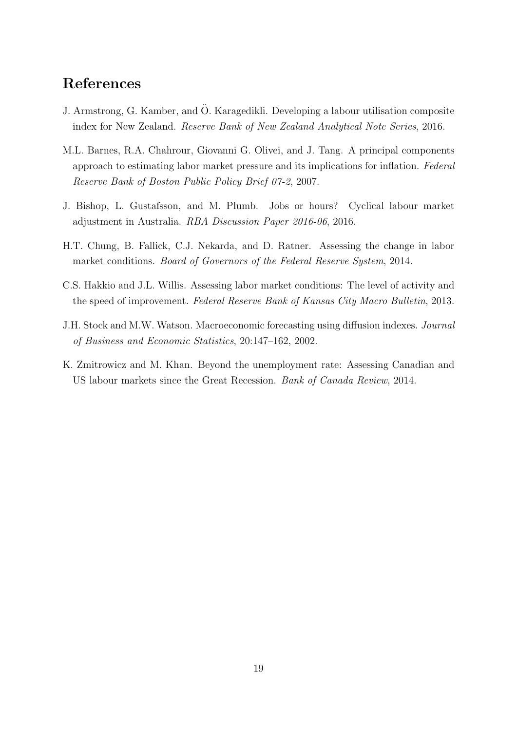## References

J. Armstrong, G. Kamber, and Ö. Karagedikli. Developing a labour utilisation composite index for New Zealand. *Reserve Bank of New Zealand Analytical Note Series*, 2016.

M.L. Barnes, R.A. Chahrour, Giovanni G. Olivei, and J. Tang. A principal components approach to estimating labor market pressure and its implications for inflation. *Federal Reserve Bank of Boston Public Policy Brief 07-2*, 2007.

J. Bishop, L. Gustafsson, and M. Plumb. Jobs or hours? Cyclical labour market adjustment in Australia. *RBA Discussion Paper 2016-06*, 2016.

H.T. Chung, B. Fallick, C.J. Nekarda, and D. Ratner. Assessing the change in labor market conditions. *Board of Governors of the Federal Reserve System*, 2014.

C.S. Hakkio and J.L. Willis. Assessing labor market conditions: The level of activity and the speed of improvement. *Federal Reserve Bank of Kansas City Macro Bulletin*, 2013.

J.H. Stock and M.W. Watson. Macroeconomic forecasting using diffusion indexes. *Journal of Business and Economic Statistics*, 20:147–162, 2002.

K. Zmitrowicz and M. Khan. Beyond the unemployment rate: Assessing Canadian and US labour markets since the Great Recession. *Bank of Canada Review*, 2014.